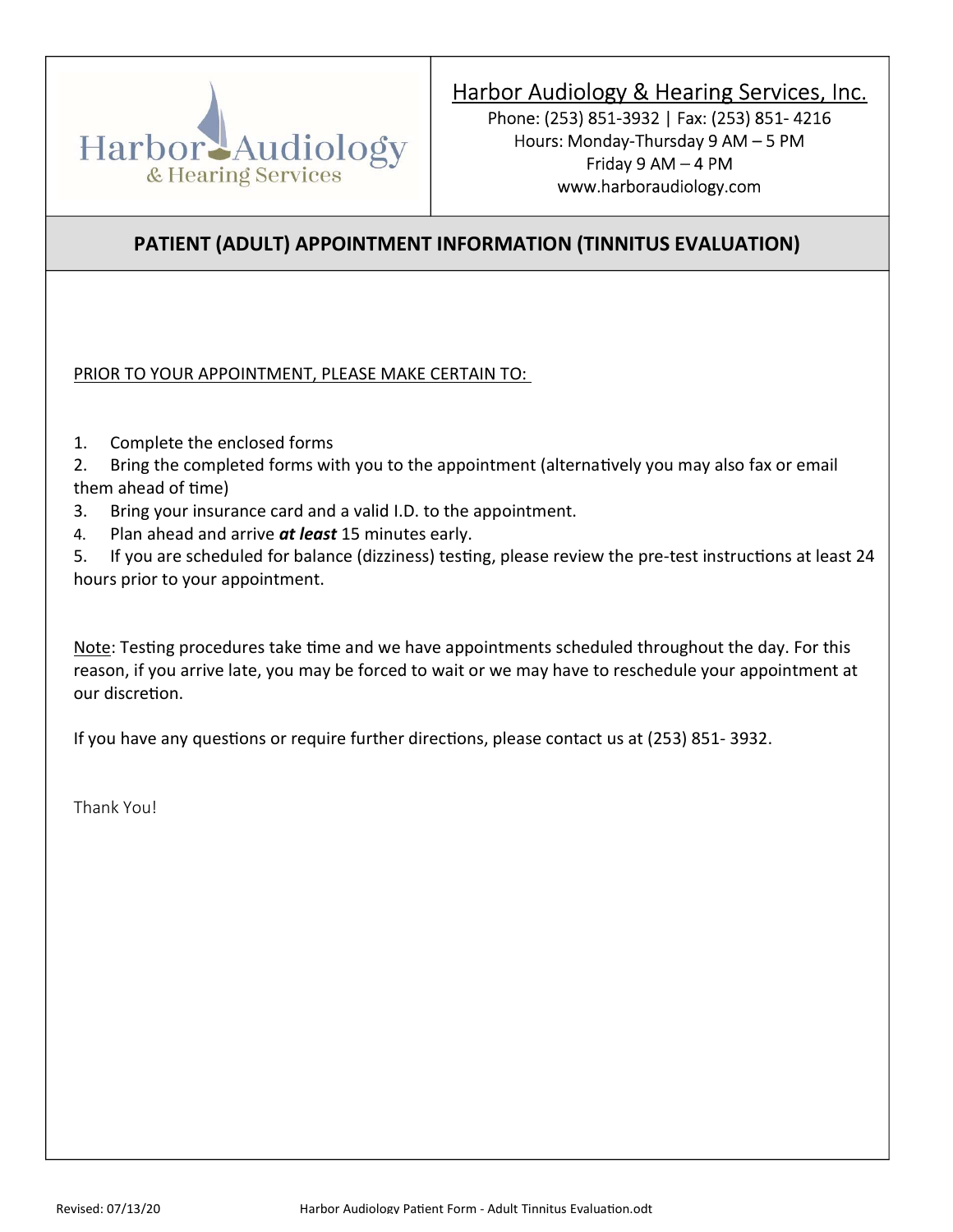# Harbor Audiology & Hearing Services, Inc.

Phone: (253) 851-3932 | Fax: (253) 851- 4216
Hours: Monday-Thursday 9 AM – 5 PM
Friday 9 AM – 4 PM
www.harboraudiology.com

## PATIENT (ADULT) APPOINTMENT INFORMATION (TINNITUS EVALUATION)

PRIOR TO YOUR APPOINTMENT, PLEASE MAKE CERTAIN TO:

1. Complete the enclosed forms
2. Bring the completed forms with you to the appointment (alternatively you may also fax or email them ahead of time)
3. Bring your insurance card and a valid I.D. to the appointment.
4. Plan ahead and arrive ***at least*** 15 minutes early.
5. If you are scheduled for balance (dizziness) testing, please review the pre-test instructions at least 24 hours prior to your appointment.

Note: Testing procedures take time and we have appointments scheduled throughout the day. For this reason, if you arrive late, you may be forced to wait or we may have to reschedule your appointment at our discretion.

If you have any questions or require further directions, please contact us at (253) 851- 3932.

Thank You!

Revised: 07/13/20 Harbor Audiology Patient Form - Adult Tinnitus Evaluation.odt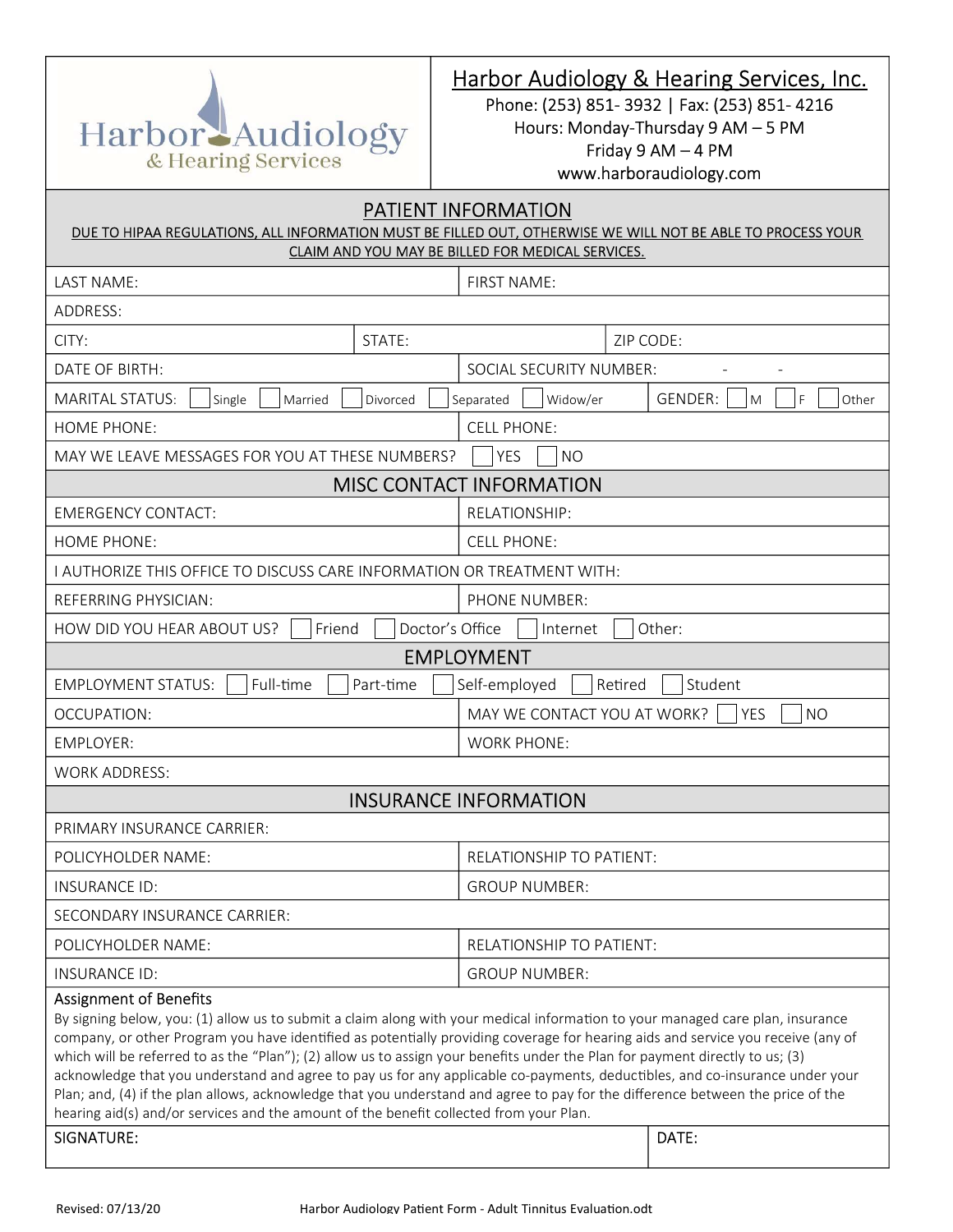# Harbor Audiology & Hearing Services, Inc.

Phone: (253) 851- 3932 | Fax: (253) 851- 4216
Hours: Monday-Thursday 9 AM – 5 PM
Friday 9 AM – 4 PM
www.harboraudiology.com

## PATIENT INFORMATION

DUE TO HIPAA REGULATIONS, ALL INFORMATION MUST BE FILLED OUT, OTHERWISE WE WILL NOT BE ABLE TO PROCESS YOUR CLAIM AND YOU MAY BE BILLED FOR MEDICAL SERVICES.

| | | |
|---|---|---|
| LAST NAME: | FIRST NAME: | |
| ADDRESS: | | |
| CITY: | STATE: | ZIP CODE: |
| DATE OF BIRTH: | SOCIAL SECURITY NUMBER: - - | |
| MARITAL STATUS: ☐ Single ☐ Married ☐ Divorced ☐ Separated ☐ Widow/er | GENDER: ☐ M ☐ F ☐ Other | |
| HOME PHONE: | CELL PHONE: | |
| MAY WE LEAVE MESSAGES FOR YOU AT THESE NUMBERS? ☐ YES ☐ NO | | |

## MISC CONTACT INFORMATION

| | |
|---|---|
| EMERGENCY CONTACT: | RELATIONSHIP: |
| HOME PHONE: | CELL PHONE: |
| I AUTHORIZE THIS OFFICE TO DISCUSS CARE INFORMATION OR TREATMENT WITH: | |
| REFERRING PHYSICIAN: | PHONE NUMBER: |
| HOW DID YOU HEAR ABOUT US? ☐ Friend ☐ Doctor's Office ☐ Internet ☐ Other: | |

## EMPLOYMENT

| | |
|---|---|
| EMPLOYMENT STATUS: ☐ Full-time ☐ Part-time ☐ Self-employed ☐ Retired ☐ Student | |
| OCCUPATION: | MAY WE CONTACT YOU AT WORK? ☐ YES ☐ NO |
| EMPLOYER: | WORK PHONE: |
| WORK ADDRESS: | |

## INSURANCE INFORMATION

| | |
|---|---|
| PRIMARY INSURANCE CARRIER: | |
| POLICYHOLDER NAME: | RELATIONSHIP TO PATIENT: |
| INSURANCE ID: | GROUP NUMBER: |
| SECONDARY INSURANCE CARRIER: | |
| POLICYHOLDER NAME: | RELATIONSHIP TO PATIENT: |
| INSURANCE ID: | GROUP NUMBER: |

### Assignment of Benefits

By signing below, you: (1) allow us to submit a claim along with your medical information to your managed care plan, insurance company, or other Program you have identified as potentially providing coverage for hearing aids and service you receive (any of which will be referred to as the "Plan"); (2) allow us to assign your benefits under the Plan for payment directly to us; (3) acknowledge that you understand and agree to pay us for any applicable co-payments, deductibles, and co-insurance under your Plan; and, (4) if the plan allows, acknowledge that you understand and agree to pay for the difference between the price of the hearing aid(s) and/or services and the amount of the benefit collected from your Plan.

| | |
|---|---|
| SIGNATURE: | DATE: |

Revised: 07/13/20 Harbor Audiology Patient Form - Adult Tinnitus Evaluation.odt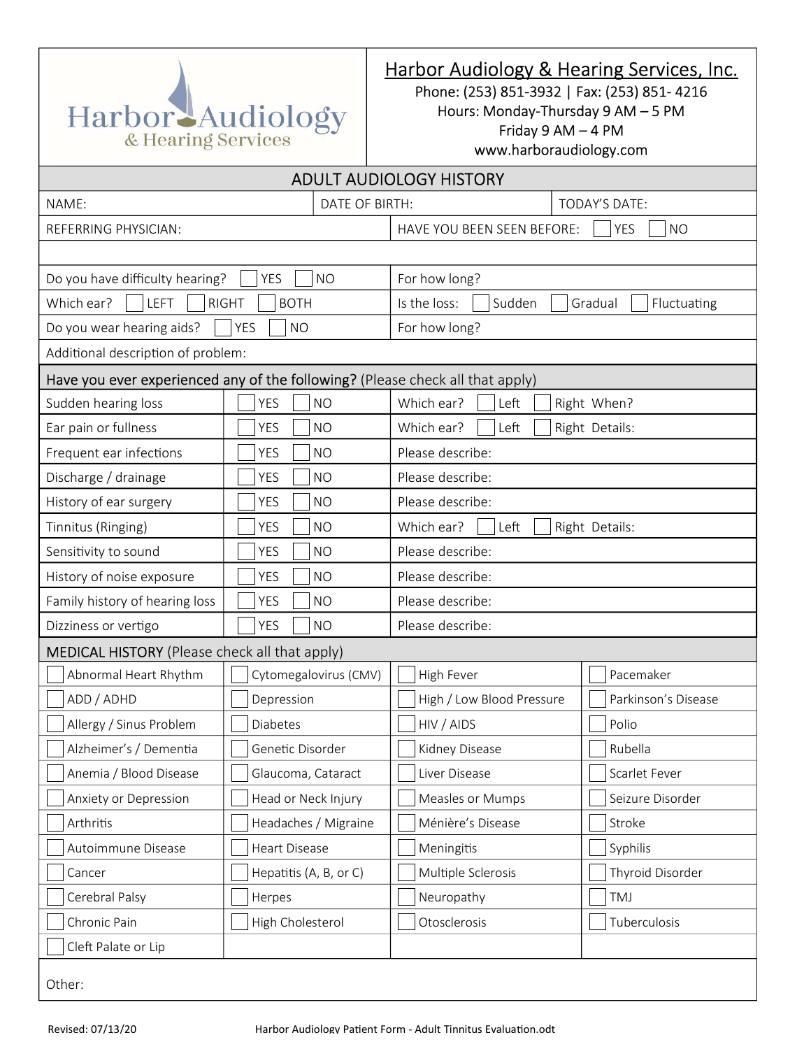# Harbor Audiology & Hearing Services, Inc.

Phone: (253) 851-3932 | Fax: (253) 851- 4216
Hours: Monday-Thursday 9 AM – 5 PM
Friday 9 AM – 4 PM
www.harboraudiology.com

## ADULT AUDIOLOGY HISTORY

| NAME: | DATE OF BIRTH: | TODAY'S DATE: |
|---|---|---|
| REFERRING PHYSICIAN: | HAVE YOU BEEN SEEN BEFORE: ☐ YES ☐ NO | |

| | |
|---|---|
| Do you have difficulty hearing? ☐ YES ☐ NO | For how long? |
| Which ear? ☐ LEFT ☐ RIGHT ☐ BOTH | Is the loss: ☐ Sudden ☐ Gradual ☐ Fluctuating |
| Do you wear hearing aids? ☐ YES ☐ NO | For how long? |
| Additional description of problem: | |

### Have you ever experienced any of the following? (Please check all that apply)

| | | |
|---|---|---|
| Sudden hearing loss | ☐ YES ☐ NO | Which ear? ☐ Left ☐ Right When? |
| Ear pain or fullness | ☐ YES ☐ NO | Which ear? ☐ Left ☐ Right Details: |
| Frequent ear infections | ☐ YES ☐ NO | Please describe: |
| Discharge / drainage | ☐ YES ☐ NO | Please describe: |
| History of ear surgery | ☐ YES ☐ NO | Please describe: |
| Tinnitus (Ringing) | ☐ YES ☐ NO | Which ear? ☐ Left ☐ Right Details: |
| Sensitivity to sound | ☐ YES ☐ NO | Please describe: |
| History of noise exposure | ☐ YES ☐ NO | Please describe: |
| Family history of hearing loss | ☐ YES ☐ NO | Please describe: |
| Dizziness or vertigo | ☐ YES ☐ NO | Please describe: |

### MEDICAL HISTORY (Please check all that apply)

| | | | |
|---|---|---|---|
| ☐ Abnormal Heart Rhythm | ☐ Cytomegalovirus (CMV) | ☐ High Fever | ☐ Pacemaker |
| ☐ ADD / ADHD | ☐ Depression | ☐ High / Low Blood Pressure | ☐ Parkinson's Disease |
| ☐ Allergy / Sinus Problem | ☐ Diabetes | ☐ HIV / AIDS | ☐ Polio |
| ☐ Alzheimer's / Dementia | ☐ Genetic Disorder | ☐ Kidney Disease | ☐ Rubella |
| ☐ Anemia / Blood Disease | ☐ Glaucoma, Cataract | ☐ Liver Disease | ☐ Scarlet Fever |
| ☐ Anxiety or Depression | ☐ Head or Neck Injury | ☐ Measles or Mumps | ☐ Seizure Disorder |
| ☐ Arthritis | ☐ Headaches / Migraine | ☐ Ménière's Disease | ☐ Stroke |
| ☐ Autoimmune Disease | ☐ Heart Disease | ☐ Meningitis | ☐ Syphilis |
| ☐ Cancer | ☐ Hepatitis (A, B, or C) | ☐ Multiple Sclerosis | ☐ Thyroid Disorder |
| ☐ Cerebral Palsy | ☐ Herpes | ☐ Neuropathy | ☐ TMJ |
| ☐ Chronic Pain | ☐ High Cholesterol | ☐ Otosclerosis | ☐ Tuberculosis |
| ☐ Cleft Palate or Lip | | | |

Other:

Revised: 07/13/20 — Harbor Audiology Patient Form - Adult Tinnitus Evaluation.odt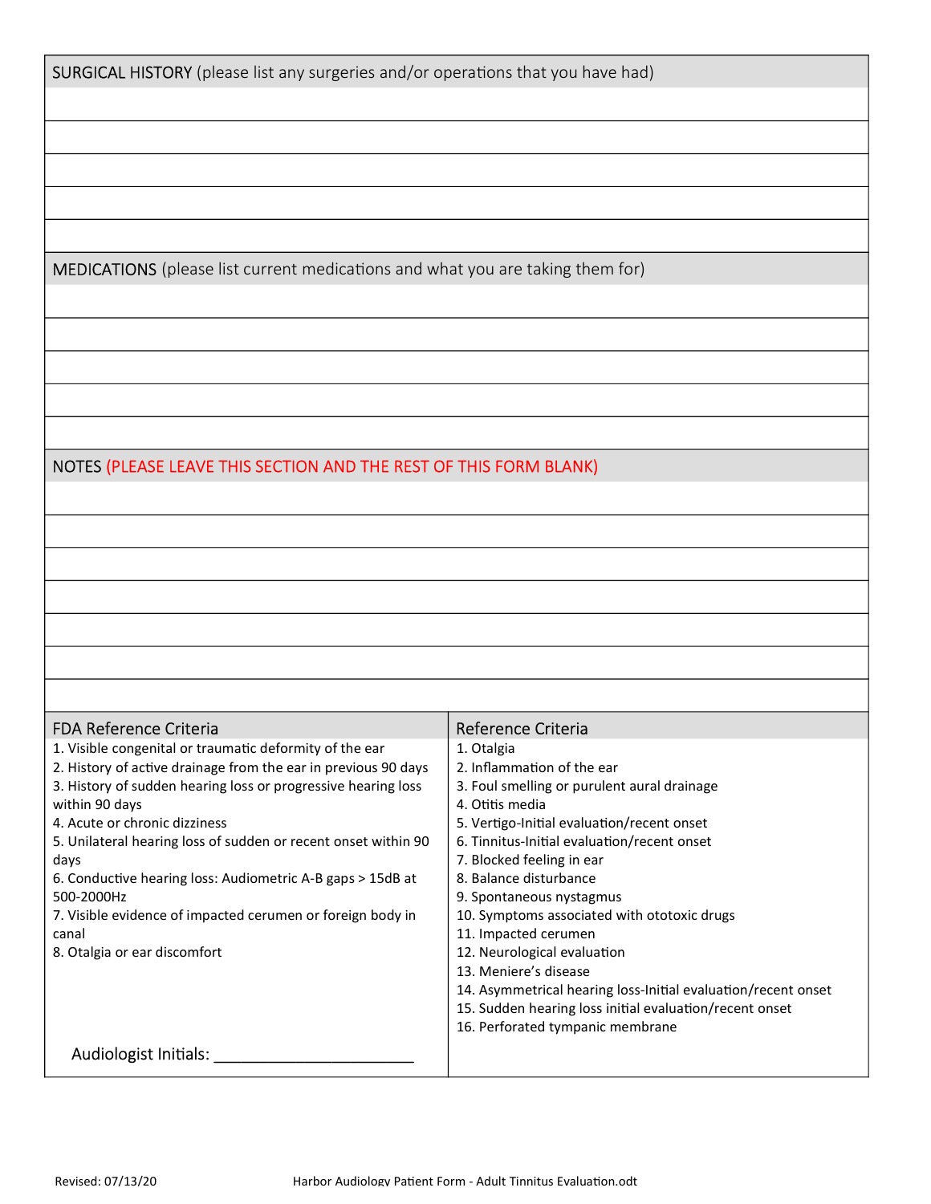## SURGICAL HISTORY (please list any surgeries and/or operations that you have had)

## MEDICATIONS (please list current medications and what you are taking them for)

## NOTES (PLEASE LEAVE THIS SECTION AND THE REST OF THIS FORM BLANK)

| FDA Reference Criteria | Reference Criteria |
| --- | --- |
| 1. Visible congenital or traumatic deformity of the ear<br>2. History of active drainage from the ear in previous 90 days<br>3. History of sudden hearing loss or progressive hearing loss within 90 days<br>4. Acute or chronic dizziness<br>5. Unilateral hearing loss of sudden or recent onset within 90 days<br>6. Conductive hearing loss: Audiometric A-B gaps > 15dB at 500-2000Hz<br>7. Visible evidence of impacted cerumen or foreign body in canal<br>8. Otalgia or ear discomfort<br><br>Audiologist Initials: ____________________ | 1. Otalgia<br>2. Inflammation of the ear<br>3. Foul smelling or purulent aural drainage<br>4. Otitis media<br>5. Vertigo-Initial evaluation/recent onset<br>6. Tinnitus-Initial evaluation/recent onset<br>7. Blocked feeling in ear<br>8. Balance disturbance<br>9. Spontaneous nystagmus<br>10. Symptoms associated with ototoxic drugs<br>11. Impacted cerumen<br>12. Neurological evaluation<br>13. Meniere's disease<br>14. Asymmetrical hearing loss-Initial evaluation/recent onset<br>15. Sudden hearing loss initial evaluation/recent onset<br>16. Perforated tympanic membrane |

Revised: 07/13/20 Harbor Audiology Patient Form - Adult Tinnitus Evaluation.odt